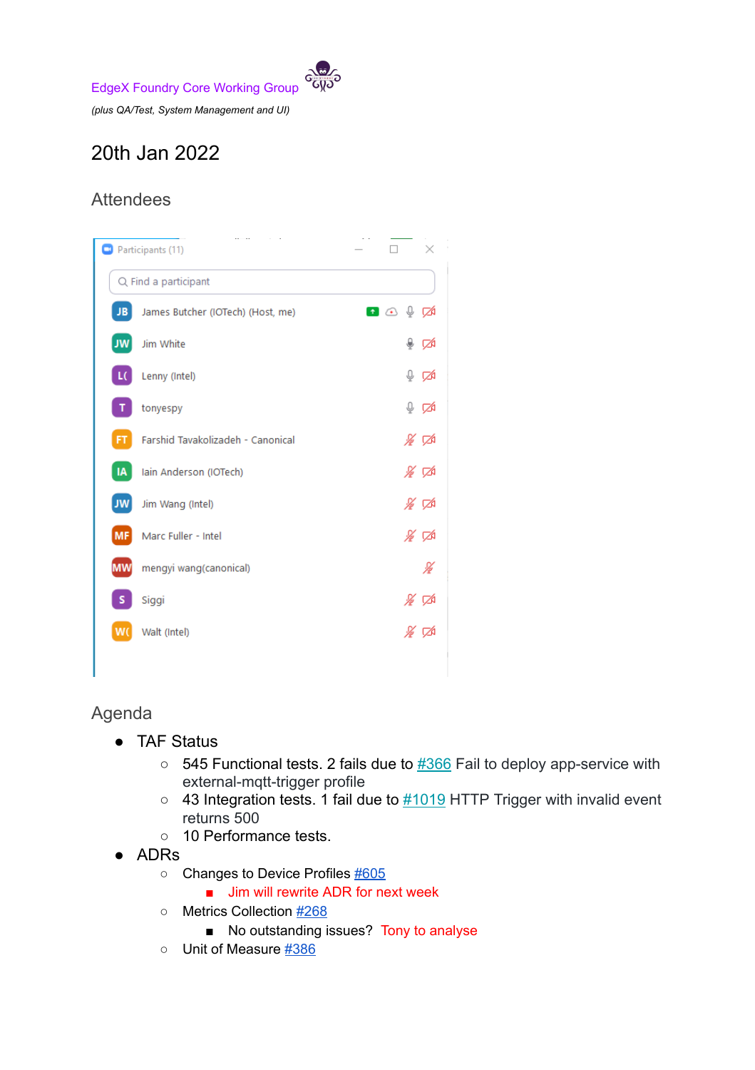EdgeX Foundry Core Working Group

*(plus QA/Test, System Management and UI)*

# 20th Jan 2022

## Attendees

Participants (11)

- James Butcher (IOTech) (Host, me)
- Jim White
- Lenny (Intel)
- tonyespy
- Farshid Tavakolizadeh - Canonical
- Iain Anderson (IOTech)
- Jim Wang (Intel)
- Marc Fuller - Intel
- mengyi wang(canonical)
- Siggi
- Walt (Intel)

## Agenda

- TAF Status
  - 545 Functional tests. 2 fails due to #366 Fail to deploy app-service with external-mqtt-trigger profile
  - 43 Integration tests. 1 fail due to #1019 HTTP Trigger with invalid event returns 500
  - 10 Performance tests.
- ADRs
  - Changes to Device Profiles #605
    - Jim will rewrite ADR for next week
  - Metrics Collection #268
    - No outstanding issues? Tony to analyse
  - Unit of Measure #386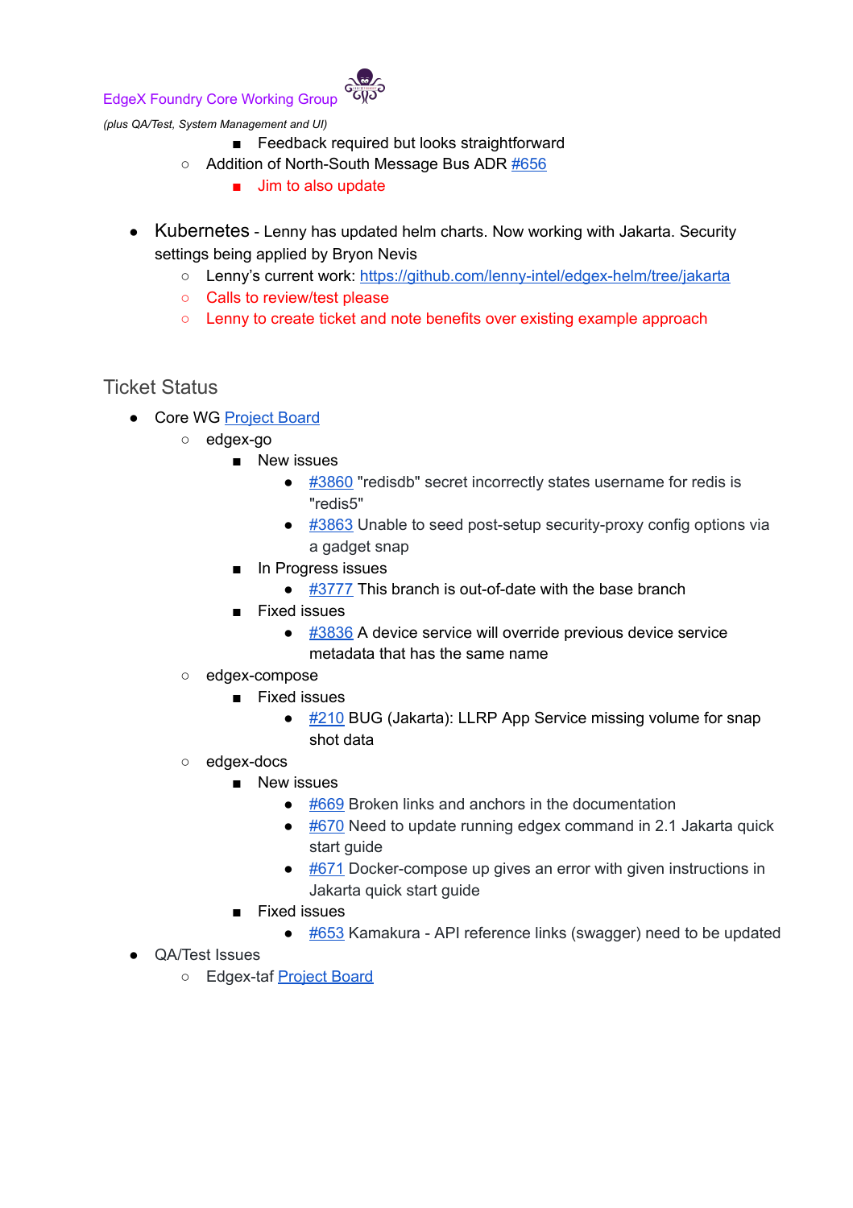EdgeX Foundry Core Working Group

*(plus QA/Test, System Management and UI)*

        - Feedback required but looks straightforward
    - Addition of North-South Message Bus ADR #656
        - Jim to also update

- Kubernetes - Lenny has updated helm charts. Now working with Jakarta. Security settings being applied by Bryon Nevis
    - Lenny's current work: https://github.com/lenny-intel/edgex-helm/tree/jakarta
    - Calls to review/test please
    - Lenny to create ticket and note benefits over existing example approach

## Ticket Status

- Core WG Project Board
    - edgex-go
        - New issues
            - #3860 "redisdb" secret incorrectly states username for redis is "redis5"
            - #3863 Unable to seed post-setup security-proxy config options via a gadget snap
        - In Progress issues
            - #3777 This branch is out-of-date with the base branch
        - Fixed issues
            - #3836 A device service will override previous device service metadata that has the same name
    - edgex-compose
        - Fixed issues
            - #210 BUG (Jakarta): LLRP App Service missing volume for snap shot data
    - edgex-docs
        - New issues
            - #669 Broken links and anchors in the documentation
            - #670 Need to update running edgex command in 2.1 Jakarta quick start guide
            - #671 Docker-compose up gives an error with given instructions in Jakarta quick start guide
        - Fixed issues
            - #653 Kamakura - API reference links (swagger) need to be updated
- QA/Test Issues
    - Edgex-taf Project Board